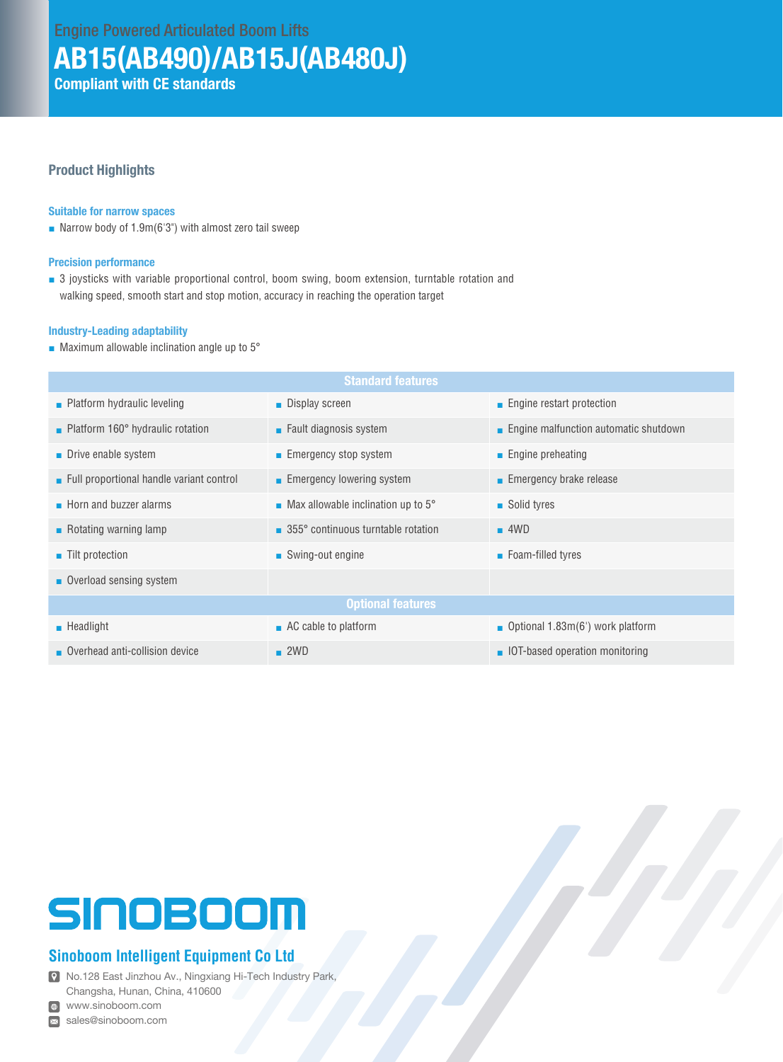Engine Powered Articulated Boom Lifts

# AB15(AB490)/AB15J(AB480J)

**Compliant with CE standards**

## Product Highlights

### Suitable for narrow spaces

- Narrow body of 1.9m(6'3") with almost zero tail sweep

### Precision performance

- 3 joysticks with variable proportional control, boom swing, boom extension, turntable rotation and walking speed, smooth start and stop motion, accuracy in reaching the operation target

### Industry-Leading adaptability

- Maximum allowable inclination angle up to 5°

| Standard features | | |
|---|---|---|
| Platform hydraulic leveling | Display screen | Engine restart protection |
| Platform 160° hydraulic rotation | Fault diagnosis system | Engine malfunction automatic shutdown |
| Drive enable system | Emergency stop system | Engine preheating |
| Full proportional handle variant control | Emergency lowering system | Emergency brake release |
| Horn and buzzer alarms | Max allowable inclination up to 5° | Solid tyres |
| Rotating warning lamp | 355° continuous turntable rotation | 4WD |
| Tilt protection | Swing-out engine | Foam-filled tyres |
| Overload sensing system | | |
| **Optional features** | | |
| Headlight | AC cable to platform | Optional 1.83m(6') work platform |
| Overhead anti-collision device | 2WD | IOT-based operation monitoring |

SINOBOOM

**Sinoboom Intelligent Equipment Co Ltd**

No.128 East Jinzhou Av., Ningxiang Hi-Tech Industry Park, Changsha, Hunan, China, 410600

www.sinoboom.com

sales@sinoboom.com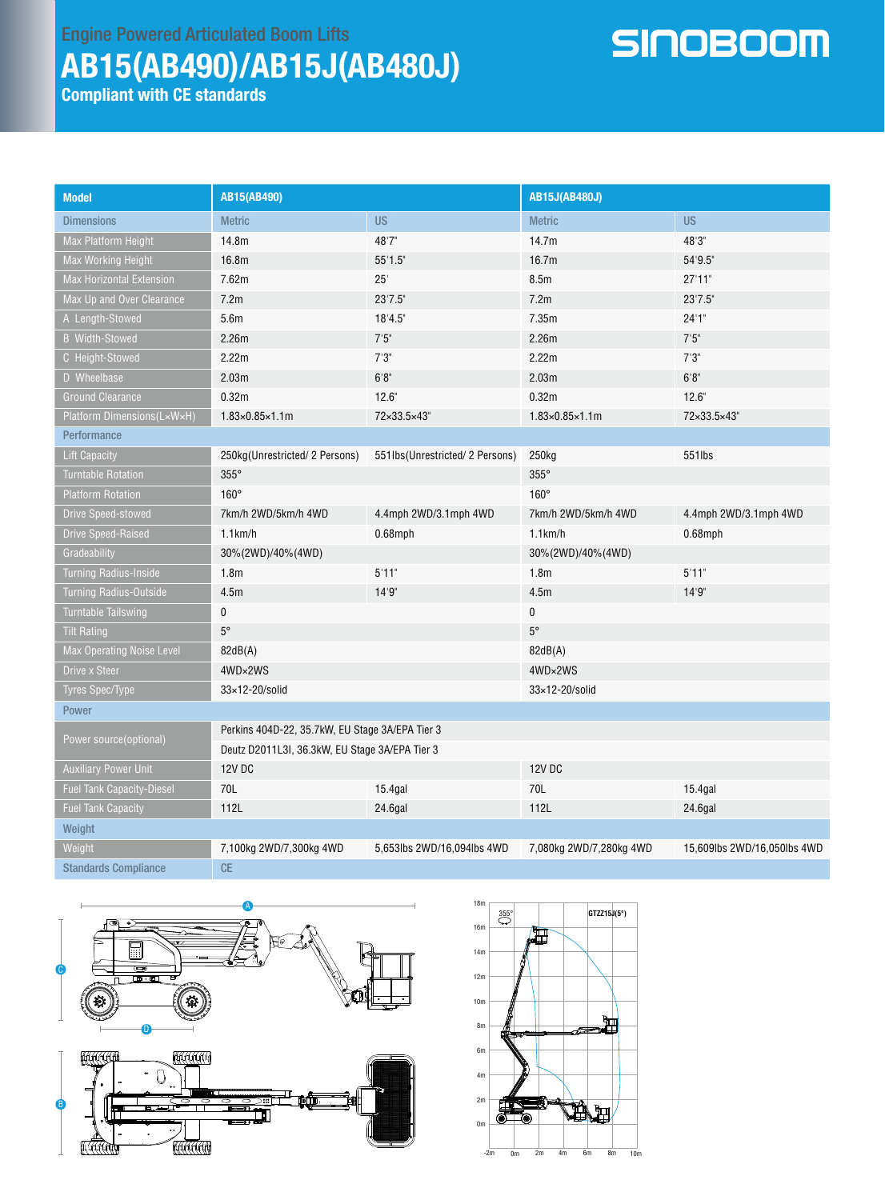Engine Powered Articulated Boom Lifts

# AB15(AB490)/AB15J(AB480J)

**Compliant with CE standards**

SINOBOOM

| Model | AB15(AB490) | | AB15J(AB480J) | |
|---|---|---|---|---|
| Dimensions | Metric | US | Metric | US |
| Max Platform Height | 14.8m | 48'7" | 14.7m | 48'3" |
| Max Working Height | 16.8m | 55'1.5" | 16.7m | 54'9.5" |
| Max Horizontal Extension | 7.62m | 25' | 8.5m | 27'11" |
| Max Up and Over Clearance | 7.2m | 23'7.5" | 7.2m | 23'7.5" |
| A Length-Stowed | 5.6m | 18'4.5" | 7.35m | 24'1" |
| B Width-Stowed | 2.26m | 7'5" | 2.26m | 7'5" |
| C Height-Stowed | 2.22m | 7'3" | 2.22m | 7'3" |
| D Wheelbase | 2.03m | 6'8" | 2.03m | 6'8" |
| Ground Clearance | 0.32m | 12.6" | 0.32m | 12.6" |
| Platform Dimensions(L×W×H) | 1.83×0.85×1.1m | 72×33.5×43" | 1.83×0.85×1.1m | 72×33.5×43" |
| Performance | | | | |
| Lift Capacity | 250kg(Unrestricted/ 2 Persons) | 551lbs(Unrestricted/ 2 Persons) | 250kg | 551lbs |
| Turntable Rotation | 355° | | 355° | |
| Platform Rotation | 160° | | 160° | |
| Drive Speed-stowed | 7km/h 2WD/5km/h 4WD | 4.4mph 2WD/3.1mph 4WD | 7km/h 2WD/5km/h 4WD | 4.4mph 2WD/3.1mph 4WD |
| Drive Speed-Raised | 1.1km/h | 0.68mph | 1.1km/h | 0.68mph |
| Gradeability | 30%(2WD)/40%(4WD) | | 30%(2WD)/40%(4WD) | |
| Turning Radius-Inside | 1.8m | 5'11" | 1.8m | 5'11" |
| Turning Radius-Outside | 4.5m | 14'9" | 4.5m | 14'9" |
| Turntable Tailswing | 0 | | 0 | |
| Tilt Rating | 5° | | 5° | |
| Max Operating Noise Level | 82dB(A) | | 82dB(A) | |
| Drive x Steer | 4WD×2WS | | 4WD×2WS | |
| Tyres Spec/Type | 33×12-20/solid | | 33×12-20/solid | |
| Power | | | | |
| Power source(optional) | Perkins 404D-22, 35.7kW, EU Stage 3A/EPA Tier 3 | | | |
| | Deutz D2011L3I, 36.3kW, EU Stage 3A/EPA Tier 3 | | | |
| Auxiliary Power Unit | 12V DC | | 12V DC | |
| Fuel Tank Capacity-Diesel | 70L | 15.4gal | 70L | 15.4gal |
| Fuel Tank Capacity | 112L | 24.6gal | 112L | 24.6gal |
| Weight | | | | |
| Weight | 7,100kg 2WD/7,300kg 4WD | 5,653lbs 2WD/16,094lbs 4WD | 7,080kg 2WD/7,280kg 4WD | 15,609lbs 2WD/16,050lbs 4WD |
| Standards Compliance | CE | | | |

A
C
D
B

18m
16m
14m
12m
10m
8m
6m
4m
2m
0m
-2m 0m 2m 4m 6m 8m 10m
355°
GTZZ15J(5°)